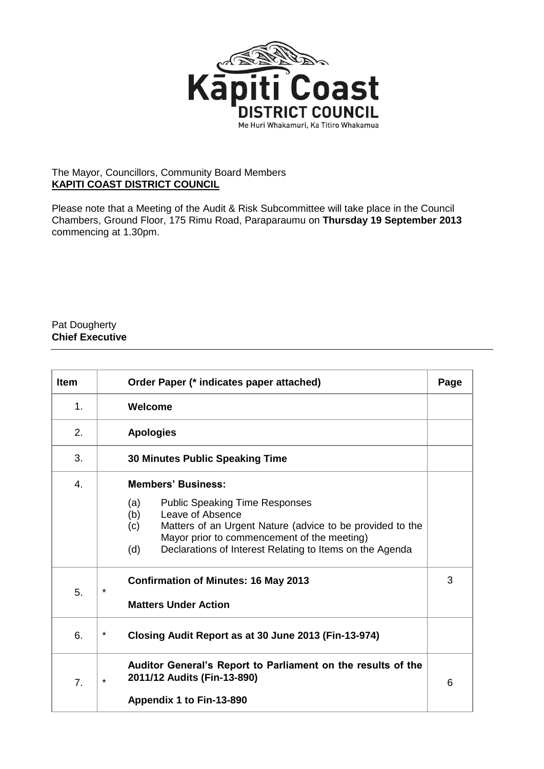**Kāpiti Coast DISTRICT COUNCIL**

Me Huri Whakamuri, Ka Titiro Whakamua

The Mayor, Councillors, Community Board Members
**KAPITI COAST DISTRICT COUNCIL**

Please note that a Meeting of the Audit & Risk Subcommittee will take place in the Council Chambers, Ground Floor, 175 Rimu Road, Paraparaumu on **Thursday 19 September 2013** commencing at 1.30pm.

Pat Dougherty
**Chief Executive**

| Item | | Order Paper (* indicates paper attached) | Page |
|---|---|---|---|
| 1. | | **Welcome** | |
| 2. | | **Apologies** | |
| 3. | | **30 Minutes Public Speaking Time** | |
| 4. | | **Members' Business:**<br>(a) Public Speaking Time Responses<br>(b) Leave of Absence<br>(c) Matters of an Urgent Nature (advice to be provided to the Mayor prior to commencement of the meeting)<br>(d) Declarations of Interest Relating to Items on the Agenda | |
| 5. | * | **Confirmation of Minutes: 16 May 2013**<br><br>**Matters Under Action** | 3 |
| 6. | * | **Closing Audit Report as at 30 June 2013 (Fin-13-974)** | |
| 7. | * | **Auditor General's Report to Parliament on the results of the 2011/12 Audits (Fin-13-890)**<br><br>**Appendix 1 to Fin-13-890** | 6 |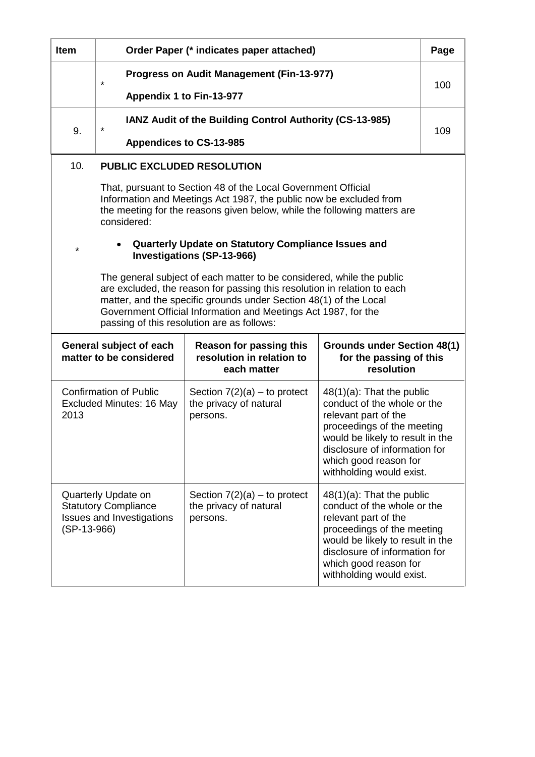| Item | Order Paper (* indicates paper attached) | | Page |
|---|---|---|---|
| | * | **Progress on Audit Management (Fin-13-977)**<br><br>**Appendix 1 to Fin-13-977** | 100 |
| 9. | * | **IANZ Audit of the Building Control Authority (CS-13-985)**<br><br>**Appendices to CS-13-985** | 109 |

10. **PUBLIC EXCLUDED RESOLUTION**

That, pursuant to Section 48 of the Local Government Official Information and Meetings Act 1987, the public now be excluded from the meeting for the reasons given below, while the following matters are considered:

\* 
- **Quarterly Update on Statutory Compliance Issues and Investigations (SP-13-966)**

The general subject of each matter to be considered, while the public are excluded, the reason for passing this resolution in relation to each matter, and the specific grounds under Section 48(1) of the Local Government Official Information and Meetings Act 1987, for the passing of this resolution are as follows:

| General subject of each matter to be considered | Reason for passing this resolution in relation to each matter | Grounds under Section 48(1) for the passing of this resolution |
|---|---|---|
| Confirmation of Public Excluded Minutes: 16 May 2013 | Section 7(2)(a) – to protect the privacy of natural persons. | 48(1)(a): That the public conduct of the whole or the relevant part of the proceedings of the meeting would be likely to result in the disclosure of information for which good reason for withholding would exist. |
| Quarterly Update on Statutory Compliance Issues and Investigations (SP-13-966) | Section 7(2)(a) – to protect the privacy of natural persons. | 48(1)(a): That the public conduct of the whole or the relevant part of the proceedings of the meeting would be likely to result in the disclosure of information for which good reason for withholding would exist. |